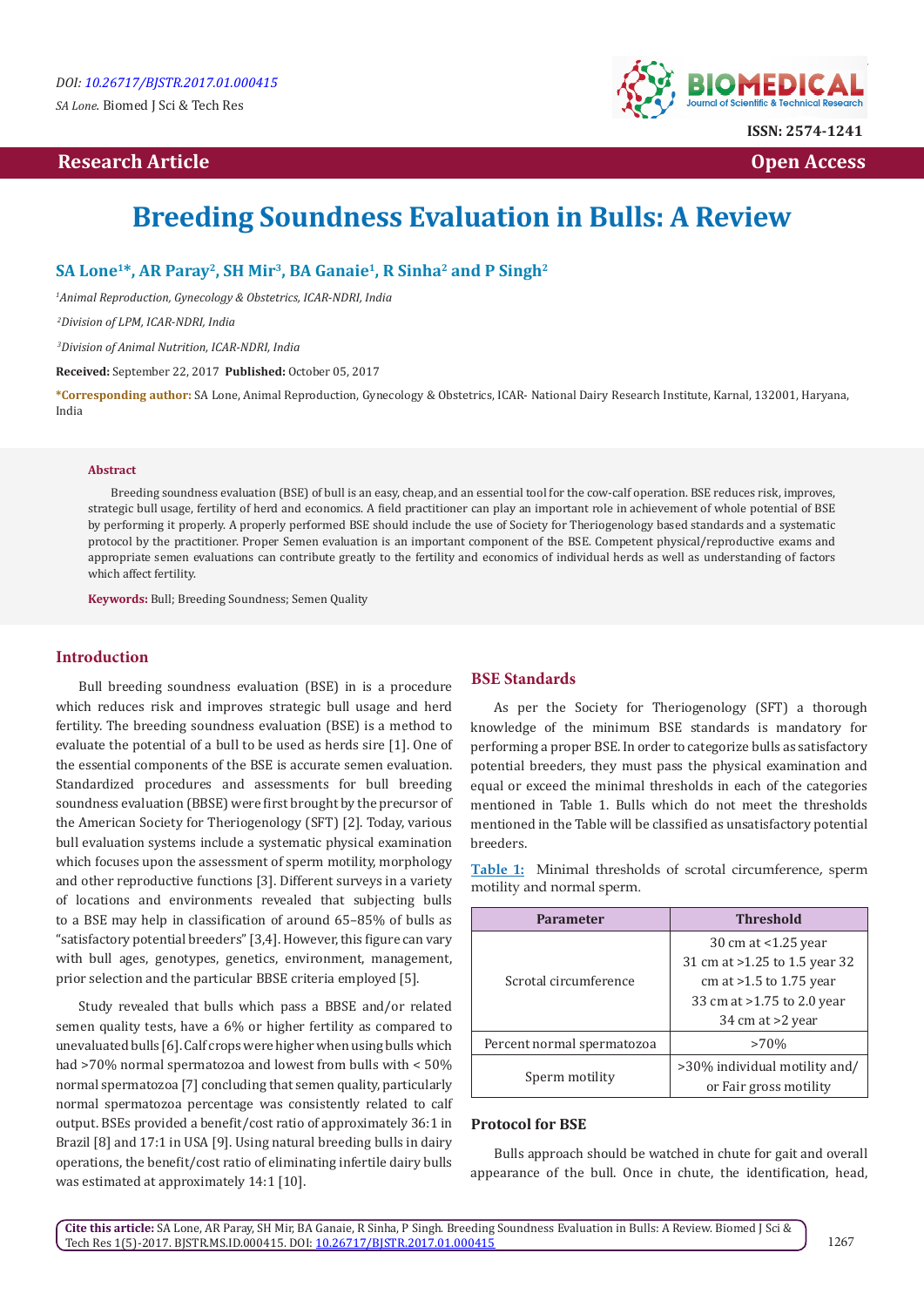DOI: 10.26717/BJSTR.2017.01.000415

*SA Lone.* Biomed J Sci & Tech Res

ISSN: 2574-1241

Research Article | Open Access

# Breeding Soundness Evaluation in Bulls: A Review

**SA Lone[1]*, AR Paray[2], SH Mir[3], BA Ganaie[1], R Sinha[2] and P Singh[2]**

[1]*Animal Reproduction, Gynecology & Obstetrics, ICAR-NDRI, India*

[2]*Division of LPM, ICAR-NDRI, India*

[3]*Division of Animal Nutrition, ICAR-NDRI, India*

**Received:** September 22, 2017 **Published:** October 05, 2017

***Corresponding author:** SA Lone, Animal Reproduction, Gynecology & Obstetrics, ICAR- National Dairy Research Institute, Karnal, 132001, Haryana, India

### Abstract

Breeding soundness evaluation (BSE) of bull is an easy, cheap, and an essential tool for the cow-calf operation. BSE reduces risk, improves, strategic bull usage, fertility of herd and economics. A field practitioner can play an important role in achievement of whole potential of BSE by performing it properly. A properly performed BSE should include the use of Society for Theriogenology based standards and a systematic protocol by the practitioner. Proper Semen evaluation is an important component of the BSE. Competent physical/reproductive exams and appropriate semen evaluations can contribute greatly to the fertility and economics of individual herds as well as understanding of factors which affect fertility.

**Keywords:** Bull; Breeding Soundness; Semen Quality

## Introduction

Bull breeding soundness evaluation (BSE) in is a procedure which reduces risk and improves strategic bull usage and herd fertility. The breeding soundness evaluation (BSE) is a method to evaluate the potential of a bull to be used as herds sire [1]. One of the essential components of the BSE is accurate semen evaluation. Standardized procedures and assessments for bull breeding soundness evaluation (BBSE) were first brought by the precursor of the American Society for Theriogenology (SFT) [2]. Today, various bull evaluation systems include a systematic physical examination which focuses upon the assessment of sperm motility, morphology and other reproductive functions [3]. Different surveys in a variety of locations and environments revealed that subjecting bulls to a BSE may help in classification of around 65–85% of bulls as "satisfactory potential breeders" [3,4]. However, this figure can vary with bull ages, genotypes, genetics, environment, management, prior selection and the particular BBSE criteria employed [5].

Study revealed that bulls which pass a BBSE and/or related semen quality tests, have a 6% or higher fertility as compared to unevaluated bulls [6]. Calf crops were higher when using bulls which had >70% normal spermatozoa and lowest from bulls with < 50% normal spermatozoa [7] concluding that semen quality, particularly normal spermatozoa percentage was consistently related to calf output. BSEs provided a benefit/cost ratio of approximately 36:1 in Brazil [8] and 17:1 in USA [9]. Using natural breeding bulls in dairy operations, the benefit/cost ratio of eliminating infertile dairy bulls was estimated at approximately 14:1 [10].

## BSE Standards

As per the Society for Theriogenology (SFT) a thorough knowledge of the minimum BSE standards is mandatory for performing a proper BSE. In order to categorize bulls as satisfactory potential breeders, they must pass the physical examination and equal or exceed the minimal thresholds in each of the categories mentioned in Table 1. Bulls which do not meet the thresholds mentioned in the Table will be classified as unsatisfactory potential breeders.

**Table 1:** Minimal thresholds of scrotal circumference, sperm motility and normal sperm.

| Parameter | Threshold |
|---|---|
| Scrotal circumference | 30 cm at <1.25 year<br>31 cm at >1.25 to 1.5 year 32 cm at >1.5 to 1.75 year<br>33 cm at >1.75 to 2.0 year<br>34 cm at >2 year |
| Percent normal spermatozoa | >70% |
| Sperm motility | >30% individual motility and/or Fair gross motility |

### Protocol for BSE

Bulls approach should be watched in chute for gait and overall appearance of the bull. Once in chute, the identification, head,

**Cite this article:** SA Lone, AR Paray, SH Mir, BA Ganaie, R Sinha, P Singh. Breeding Soundness Evaluation in Bulls: A Review. Biomed J Sci & Tech Res 1(5)-2017. BJSTR.MS.ID.000415. DOI: 10.26717/BJSTR.2017.01.000415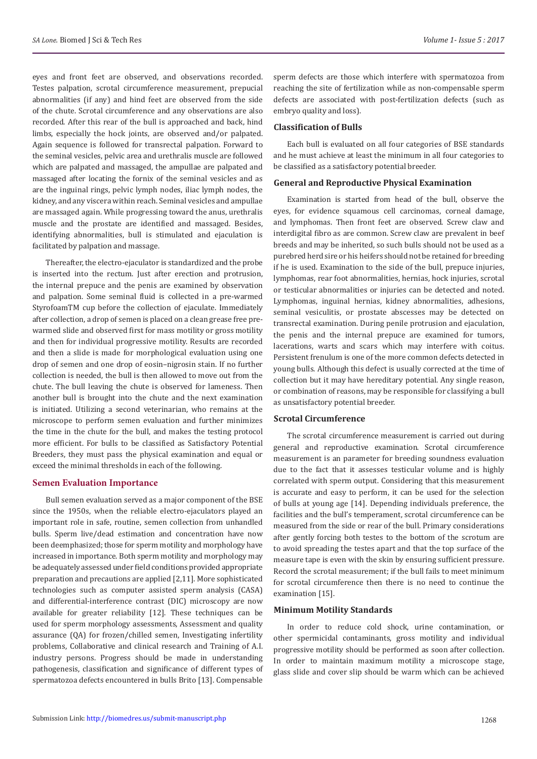eyes and front feet are observed, and observations recorded. Testes palpation, scrotal circumference measurement, preputial abnormalities (if any) and hind feet are observed from the side of the chute. Scrotal circumference and any observations are also recorded. After this rear of the bull is approached and back, hind limbs, especially the hock joints, are observed and/or palpated. Again sequence is followed for transrectal palpation. Forward to the seminal vesicles, pelvic area and urethralis muscle are followed which are palpated and massaged, the ampullae are palpated and massaged after locating the fornix of the seminal vesicles and as are the inguinal rings, pelvic lymph nodes, iliac lymph nodes, the kidney, and any viscera within reach. Seminal vesicles and ampullae are massaged again. While progressing toward the anus, urethralis muscle and the prostate are identified and massaged. Besides, identifying abnormalities, bull is stimulated and ejaculation is facilitated by palpation and massage.

Thereafter, the electro-ejaculator is standardized and the probe is inserted into the rectum. Just after erection and protrusion, the internal prepuce and the penis are examined by observation and palpation. Some seminal fluid is collected in a pre-warmed StyrofoamTM cup before the collection of ejaculate. Immediately after collection, a drop of semen is placed on a clean grease free pre-warmed slide and observed first for mass motility or gross motility and then for individual progressive motility. Results are recorded and then a slide is made for morphological evaluation using one drop of semen and one drop of eosin–nigrosin stain. If no further collection is needed, the bull is then allowed to move out from the chute. The bull leaving the chute is observed for lameness. Then another bull is brought into the chute and the next examination is initiated. Utilizing a second veterinarian, who remains at the microscope to perform semen evaluation and further minimizes the time in the chute for the bull, and makes the testing protocol more efficient. For bulls to be classified as Satisfactory Potential Breeders, they must pass the physical examination and equal or exceed the minimal thresholds in each of the following.

## Semen Evaluation Importance

Bull semen evaluation served as a major component of the BSE since the 1950s, when the reliable electro-ejaculators played an important role in safe, routine, semen collection from unhandled bulls. Sperm live/dead estimation and concentration have now been deemphasized; those for sperm motility and morphology have increased in importance. Both sperm motility and morphology may be adequately assessed under field conditions provided appropriate preparation and precautions are applied [2,11]. More sophisticated technologies such as computer assisted sperm analysis (CASA) and differential-interference contrast (DIC) microscopy are now available for greater reliability [12]. These techniques can be used for sperm morphology assessments, Assessment and quality assurance (QA) for frozen/chilled semen, Investigating infertility problems, Collaborative and clinical research and Training of A.I. industry persons. Progress should be made in understanding pathogenesis, classification and significance of different types of spermatozoa defects encountered in bulls Brito [13]. Compensable sperm defects are those which interfere with spermatozoa from reaching the site of fertilization while as non-compensable sperm defects are associated with post-fertilization defects (such as embryo quality and loss).

### Classification of Bulls

Each bull is evaluated on all four categories of BSE standards and he must achieve at least the minimum in all four categories to be classified as a satisfactory potential breeder.

### General and Reproductive Physical Examination

Examination is started from head of the bull, observe the eyes, for evidence squamous cell carcinomas, corneal damage, and lymphomas. Then front feet are observed. Screw claw and interdigital fibro as are common. Screw claw are prevalent in beef breeds and may be inherited, so such bulls should not be used as a purebred herd sire or his heifers should not be retained for breeding if he is used. Examination to the side of the bull, prepuce injuries, lymphomas, rear foot abnormalities, hernias, hock injuries, scrotal or testicular abnormalities or injuries can be detected and noted. Lymphomas, inguinal hernias, kidney abnormalities, adhesions, seminal vesiculitis, or prostate abscesses may be detected on transrectal examination. During penile protrusion and ejaculation, the penis and the internal prepuce are examined for tumors, lacerations, warts and scars which may interfere with coitus. Persistent frenulum is one of the more common defects detected in young bulls. Although this defect is usually corrected at the time of collection but it may have hereditary potential. Any single reason, or combination of reasons, may be responsible for classifying a bull as unsatisfactory potential breeder.

### Scrotal Circumference

The scrotal circumference measurement is carried out during general and reproductive examination. Scrotal circumference measurement is an parameter for breeding soundness evaluation due to the fact that it assesses testicular volume and is highly correlated with sperm output. Considering that this measurement is accurate and easy to perform, it can be used for the selection of bulls at young age [14]. Depending individuals preference, the facilities and the bull's temperament, scrotal circumference can be measured from the side or rear of the bull. Primary considerations after gently forcing both testes to the bottom of the scrotum are to avoid spreading the testes apart and that the top surface of the measure tape is even with the skin by ensuring sufficient pressure. Record the scrotal measurement; if the bull fails to meet minimum for scrotal circumference then there is no need to continue the examination [15].

### Minimum Motility Standards

In order to reduce cold shock, urine contamination, or other spermicidal contaminants, gross motility and individual progressive motility should be performed as soon after collection. In order to maintain maximum motility a microscope stage, glass slide and cover slip should be warm which can be achieved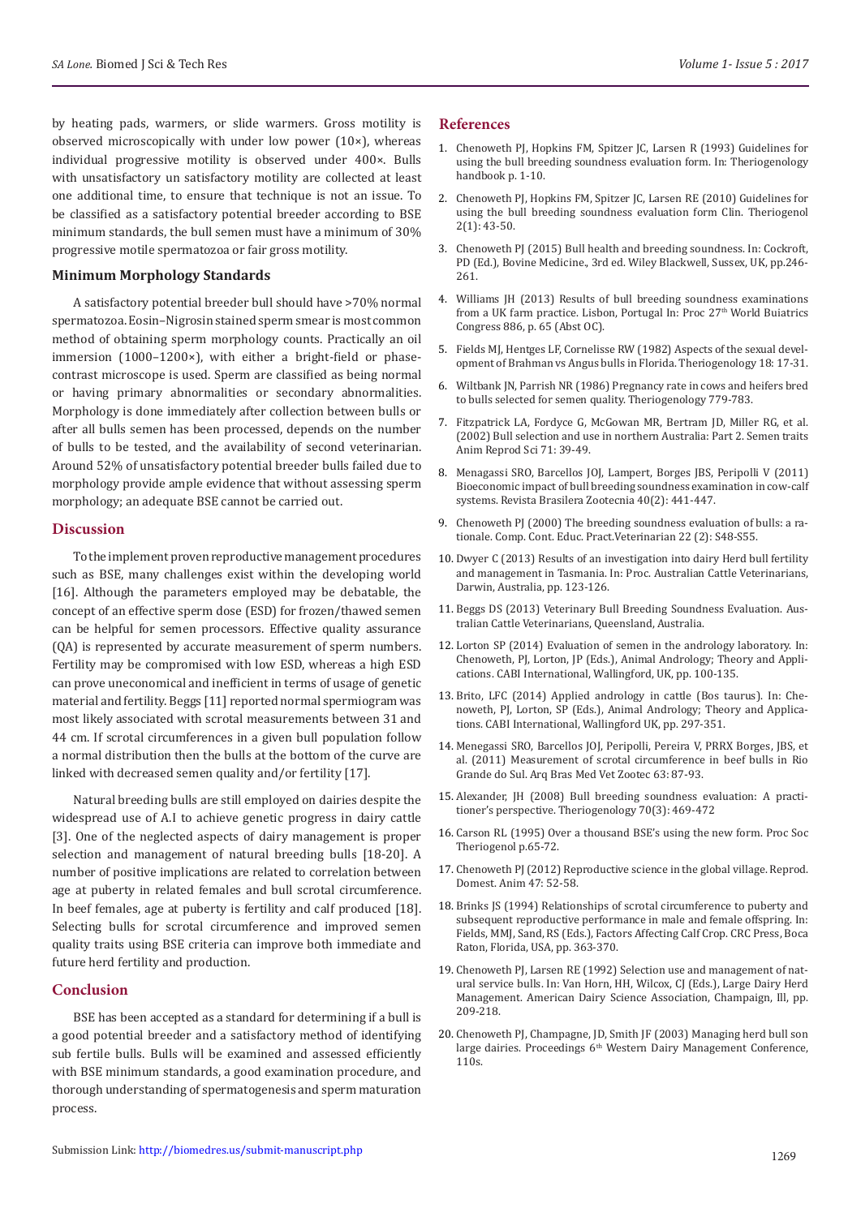by heating pads, warmers, or slide warmers. Gross motility is observed microscopically with under low power (10×), whereas individual progressive motility is observed under 400×. Bulls with unsatisfactory un satisfactory motility are collected at least one additional time, to ensure that technique is not an issue. To be classified as a satisfactory potential breeder according to BSE minimum standards, the bull semen must have a minimum of 30% progressive motile spermatozoa or fair gross motility.

### Minimum Morphology Standards

A satisfactory potential breeder bull should have >70% normal spermatozoa. Eosin–Nigrosin stained sperm smear is most common method of obtaining sperm morphology counts. Practically an oil immersion (1000–1200×), with either a bright-field or phase-contrast microscope is used. Sperm are classified as being normal or having primary abnormalities or secondary abnormalities. Morphology is done immediately after collection between bulls or after all bulls semen has been processed, depends on the number of bulls to be tested, and the availability of second veterinarian. Around 52% of unsatisfactory potential breeder bulls failed due to morphology provide ample evidence that without assessing sperm morphology; an adequate BSE cannot be carried out.

## Discussion

To the implement proven reproductive management procedures such as BSE, many challenges exist within the developing world [16]. Although the parameters employed may be debatable, the concept of an effective sperm dose (ESD) for frozen/thawed semen can be helpful for semen processors. Effective quality assurance (QA) is represented by accurate measurement of sperm numbers. Fertility may be compromised with low ESD, whereas a high ESD can prove uneconomical and inefficient in terms of usage of genetic material and fertility. Beggs [11] reported normal spermiogram was most likely associated with scrotal measurements between 31 and 44 cm. If scrotal circumferences in a given bull population follow a normal distribution then the bulls at the bottom of the curve are linked with decreased semen quality and/or fertility [17].

Natural breeding bulls are still employed on dairies despite the widespread use of A.I to achieve genetic progress in dairy cattle [3]. One of the neglected aspects of dairy management is proper selection and management of natural breeding bulls [18-20]. A number of positive implications are related to correlation between age at puberty in related females and bull scrotal circumference. In beef females, age at puberty is fertility and calf produced [18]. Selecting bulls for scrotal circumference and improved semen quality traits using BSE criteria can improve both immediate and future herd fertility and production.

## Conclusion

BSE has been accepted as a standard for determining if a bull is a good potential breeder and a satisfactory method of identifying sub fertile bulls. Bulls will be examined and assessed efficiently with BSE minimum standards, a good examination procedure, and thorough understanding of spermatogenesis and sperm maturation process.

## References

1. Chenoweth PJ, Hopkins FM, Spitzer JC, Larsen R (1993) Guidelines for using the bull breeding soundness evaluation form. In: Theriogenology handbook p. 1-10.
2. Chenoweth PJ, Hopkins FM, Spitzer JC, Larsen RE (2010) Guidelines for using the bull breeding soundness evaluation form Clin. Theriogenol 2(1): 43-50.
3. Chenoweth PJ (2015) Bull health and breeding soundness. In: Cockroft, PD (Ed.), Bovine Medicine., 3rd ed. Wiley Blackwell, Sussex, UK, pp.246-261.
4. Williams JH (2013) Results of bull breeding soundness examinations from a UK farm practice. Lisbon, Portugal In: Proc 27th World Buiatrics Congress 886, p. 65 (Abst OC).
5. Fields MJ, Hentges LF, Cornelisse RW (1982) Aspects of the sexual development of Brahman vs Angus bulls in Florida. Theriogenology 18: 17-31.
6. Wiltbank JN, Parrish NR (1986) Pregnancy rate in cows and heifers bred to bulls selected for semen quality. Theriogenology 779-783.
7. Fitzpatrick LA, Fordyce G, McGowan MR, Bertram JD, Miller RG, et al. (2002) Bull selection and use in northern Australia: Part 2. Semen traits Anim Reprod Sci 71: 39-49.
8. Menagassi SRO, Barcellos JOJ, Lampert, Borges JBS, Peripolli V (2011) Bioeconomic impact of bull breeding soundness examination in cow-calf systems. Revista Brasilera Zootecnia 40(2): 441-447.
9. Chenoweth PJ (2000) The breeding soundness evaluation of bulls: a rationale. Comp. Cont. Educ. Pract.Veterinarian 22 (2): S48-S55.
10. Dwyer C (2013) Results of an investigation into dairy Herd bull fertility and management in Tasmania. In: Proc. Australian Cattle Veterinarians, Darwin, Australia, pp. 123-126.
11. Beggs DS (2013) Veterinary Bull Breeding Soundness Evaluation. Australian Cattle Veterinarians, Queensland, Australia.
12. Lorton SP (2014) Evaluation of semen in the andrology laboratory. In: Chenoweth, PJ, Lorton, JP (Eds.), Animal Andrology; Theory and Applications. CABI International, Wallingford, UK, pp. 100-135.
13. Brito, LFC (2014) Applied andrology in cattle (Bos taurus). In: Chenoweth, PJ, Lorton, SP (Eds.), Animal Andrology; Theory and Applications. CABI International, Wallingford UK, pp. 297-351.
14. Menegassi SRO, Barcellos JOJ, Peripolli, Pereira V, PRRX Borges, JBS, et al. (2011) Measurement of scrotal circumference in beef bulls in Rio Grande do Sul. Arq Bras Med Vet Zootec 63: 87-93.
15. Alexander, JH (2008) Bull breeding soundness evaluation: A practitioner's perspective. Theriogenology 70(3): 469-472
16. Carson RL (1995) Over a thousand BSE's using the new form. Proc Soc Theriogenol p.65-72.
17. Chenoweth PJ (2012) Reproductive science in the global village. Reprod. Domest. Anim 47: 52-58.
18. Brinks JS (1994) Relationships of scrotal circumference to puberty and subsequent reproductive performance in male and female offspring. In: Fields, MMJ, Sand, RS (Eds.), Factors Affecting Calf Crop. CRC Press, Boca Raton, Florida, USA, pp. 363-370.
19. Chenoweth PJ, Larsen RE (1992) Selection use and management of natural service bulls. In: Van Horn, HH, Wilcox, CJ (Eds.), Large Dairy Herd Management. American Dairy Science Association, Champaign, Ill, pp. 209-218.
20. Chenoweth PJ, Champagne, JD, Smith JF (2003) Managing herd bull son large dairies. Proceedings 6th Western Dairy Management Conference, 110s.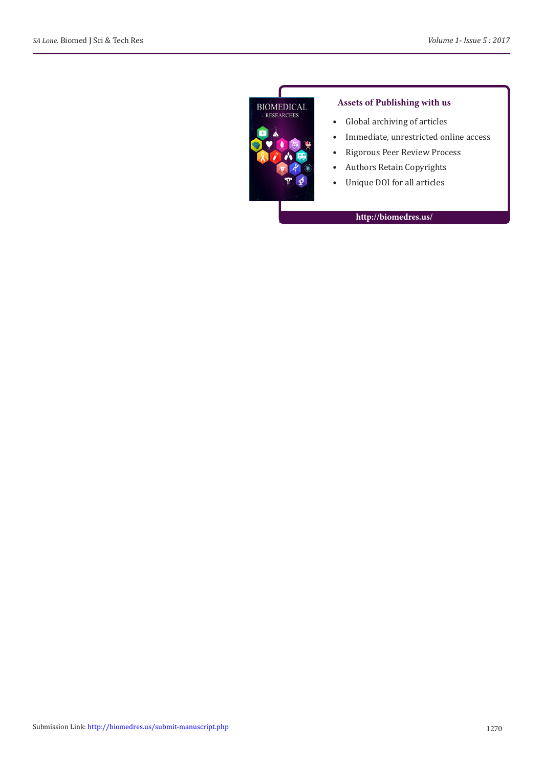### Assets of Publishing with us

- Global archiving of articles
- Immediate, unrestricted online access
- Rigorous Peer Review Process
- Authors Retain Copyrights
- Unique DOI for all articles

**http://biomedres.us/**

Submission Link: http://biomedres.us/submit-manuscript.php